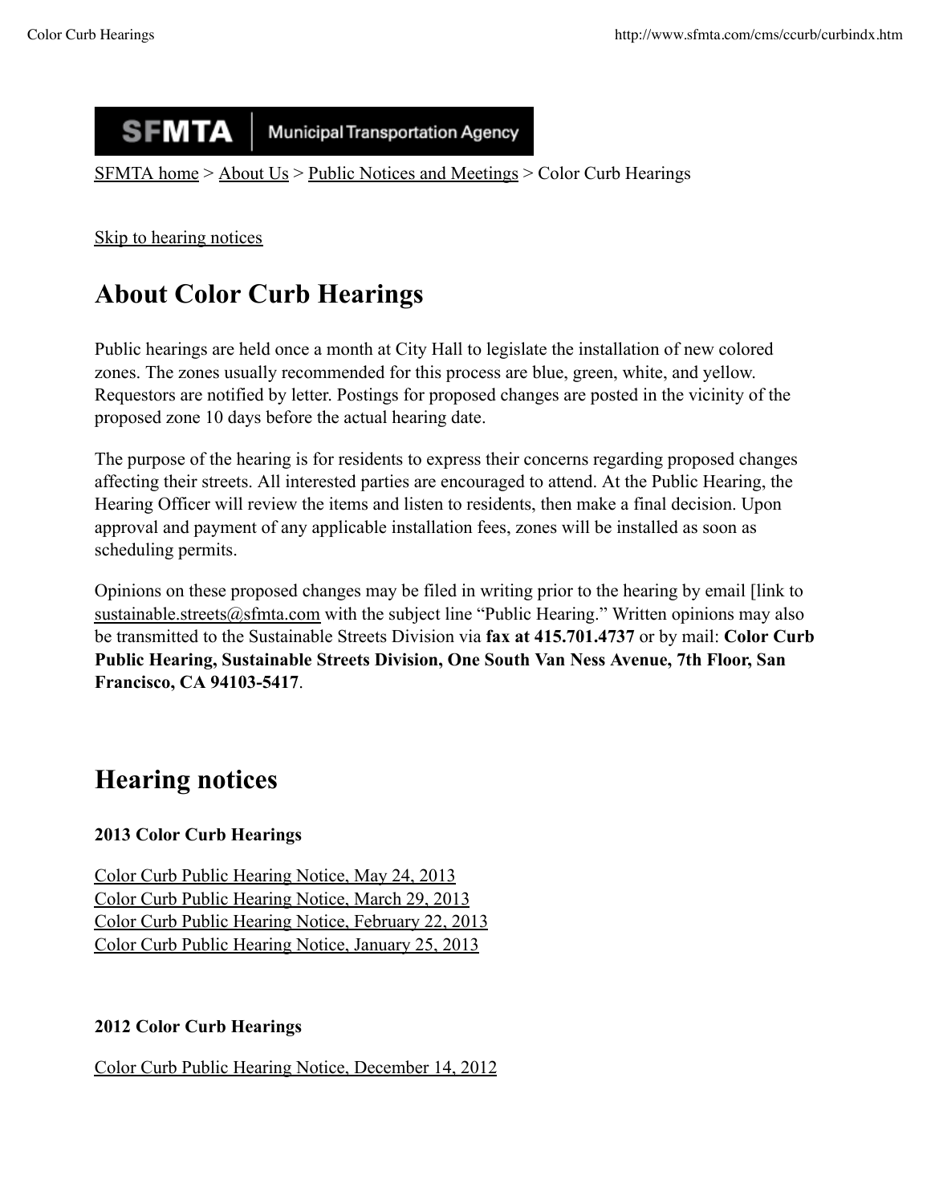SFMTA | Municipal Transportation Agency

SFMTA home > About Us > Public Notices and Meetings > Color Curb Hearings

Skip to hearing notices

## About Color Curb Hearings

Public hearings are held once a month at City Hall to legislate the installation of new colored zones. The zones usually recommended for this process are blue, green, white, and yellow. Requestors are notified by letter. Postings for proposed changes are posted in the vicinity of the proposed zone 10 days before the actual hearing date.

The purpose of the hearing is for residents to express their concerns regarding proposed changes affecting their streets. All interested parties are encouraged to attend. At the Public Hearing, the Hearing Officer will review the items and listen to residents, then make a final decision. Upon approval and payment of any applicable installation fees, zones will be installed as soon as scheduling permits.

Opinions on these proposed changes may be filed in writing prior to the hearing by email [link to sustainable.streets@sfmta.com with the subject line "Public Hearing." Written opinions may also be transmitted to the Sustainable Streets Division via **fax at 415.701.4737** or by mail: **Color Curb Public Hearing, Sustainable Streets Division, One South Van Ness Avenue, 7th Floor, San Francisco, CA 94103-5417**.

## Hearing notices

**2013 Color Curb Hearings**

Color Curb Public Hearing Notice, May 24, 2013
Color Curb Public Hearing Notice, March 29, 2013
Color Curb Public Hearing Notice, February 22, 2013
Color Curb Public Hearing Notice, January 25, 2013

**2012 Color Curb Hearings**

Color Curb Public Hearing Notice, December 14, 2012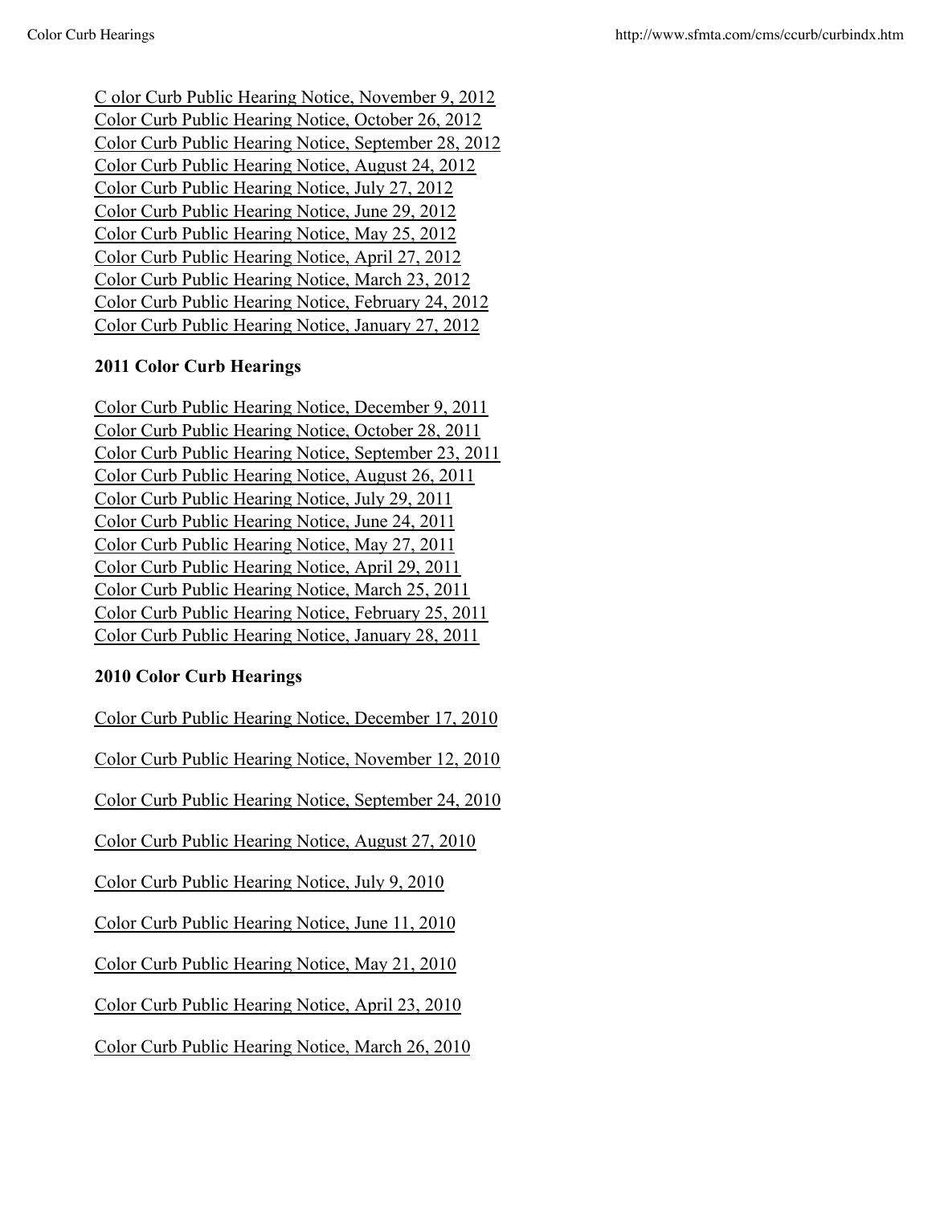C olor Curb Public Hearing Notice, November 9, 2012
Color Curb Public Hearing Notice, October 26, 2012
Color Curb Public Hearing Notice, September 28, 2012
Color Curb Public Hearing Notice, August 24, 2012
Color Curb Public Hearing Notice, July 27, 2012
Color Curb Public Hearing Notice, June 29, 2012
Color Curb Public Hearing Notice, May 25, 2012
Color Curb Public Hearing Notice, April 27, 2012
Color Curb Public Hearing Notice, March 23, 2012
Color Curb Public Hearing Notice, February 24, 2012
Color Curb Public Hearing Notice, January 27, 2012

**2011 Color Curb Hearings**

Color Curb Public Hearing Notice, December 9, 2011
Color Curb Public Hearing Notice, October 28, 2011
Color Curb Public Hearing Notice, September 23, 2011
Color Curb Public Hearing Notice, August 26, 2011
Color Curb Public Hearing Notice, July 29, 2011
Color Curb Public Hearing Notice, June 24, 2011
Color Curb Public Hearing Notice, May 27, 2011
Color Curb Public Hearing Notice, April 29, 2011
Color Curb Public Hearing Notice, March 25, 2011
Color Curb Public Hearing Notice, February 25, 2011
Color Curb Public Hearing Notice, January 28, 2011

**2010 Color Curb Hearings**

Color Curb Public Hearing Notice, December 17, 2010

Color Curb Public Hearing Notice, November 12, 2010

Color Curb Public Hearing Notice, September 24, 2010

Color Curb Public Hearing Notice, August 27, 2010

Color Curb Public Hearing Notice, July 9, 2010

Color Curb Public Hearing Notice, June 11, 2010

Color Curb Public Hearing Notice, May 21, 2010

Color Curb Public Hearing Notice, April 23, 2010

Color Curb Public Hearing Notice, March 26, 2010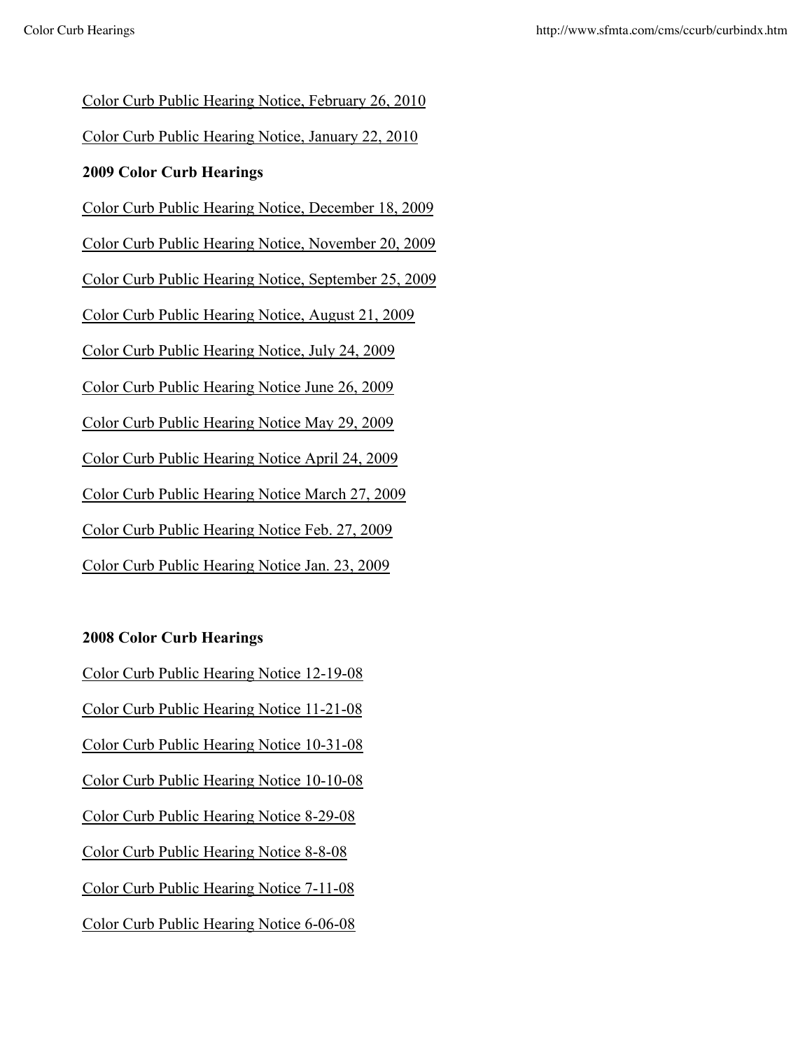Color Curb Public Hearing Notice, February 26, 2010

Color Curb Public Hearing Notice, January 22, 2010

**2009 Color Curb Hearings**

Color Curb Public Hearing Notice, December 18, 2009

Color Curb Public Hearing Notice, November 20, 2009

Color Curb Public Hearing Notice, September 25, 2009

Color Curb Public Hearing Notice, August 21, 2009

Color Curb Public Hearing Notice, July 24, 2009

Color Curb Public Hearing Notice June 26, 2009

Color Curb Public Hearing Notice May 29, 2009

Color Curb Public Hearing Notice April 24, 2009

Color Curb Public Hearing Notice March 27, 2009

Color Curb Public Hearing Notice Feb. 27, 2009

Color Curb Public Hearing Notice Jan. 23, 2009

**2008 Color Curb Hearings**

Color Curb Public Hearing Notice 12-19-08

Color Curb Public Hearing Notice 11-21-08

Color Curb Public Hearing Notice 10-31-08

Color Curb Public Hearing Notice 10-10-08

Color Curb Public Hearing Notice 8-29-08

Color Curb Public Hearing Notice 8-8-08

Color Curb Public Hearing Notice 7-11-08

Color Curb Public Hearing Notice 6-06-08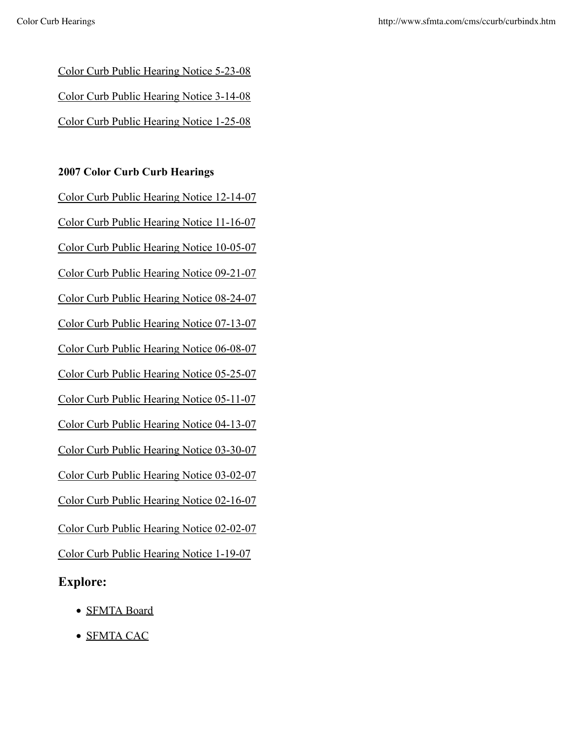Color Curb Public Hearing Notice 5-23-08

Color Curb Public Hearing Notice 3-14-08

Color Curb Public Hearing Notice 1-25-08

**2007 Color Curb Curb Hearings**

Color Curb Public Hearing Notice 12-14-07

Color Curb Public Hearing Notice 11-16-07

Color Curb Public Hearing Notice 10-05-07

Color Curb Public Hearing Notice 09-21-07

Color Curb Public Hearing Notice 08-24-07

Color Curb Public Hearing Notice 07-13-07

Color Curb Public Hearing Notice 06-08-07

Color Curb Public Hearing Notice 05-25-07

Color Curb Public Hearing Notice 05-11-07

Color Curb Public Hearing Notice 04-13-07

Color Curb Public Hearing Notice 03-30-07

Color Curb Public Hearing Notice 03-02-07

Color Curb Public Hearing Notice 02-16-07

Color Curb Public Hearing Notice 02-02-07

Color Curb Public Hearing Notice 1-19-07

## Explore:

- SFMTA Board
- SFMTA CAC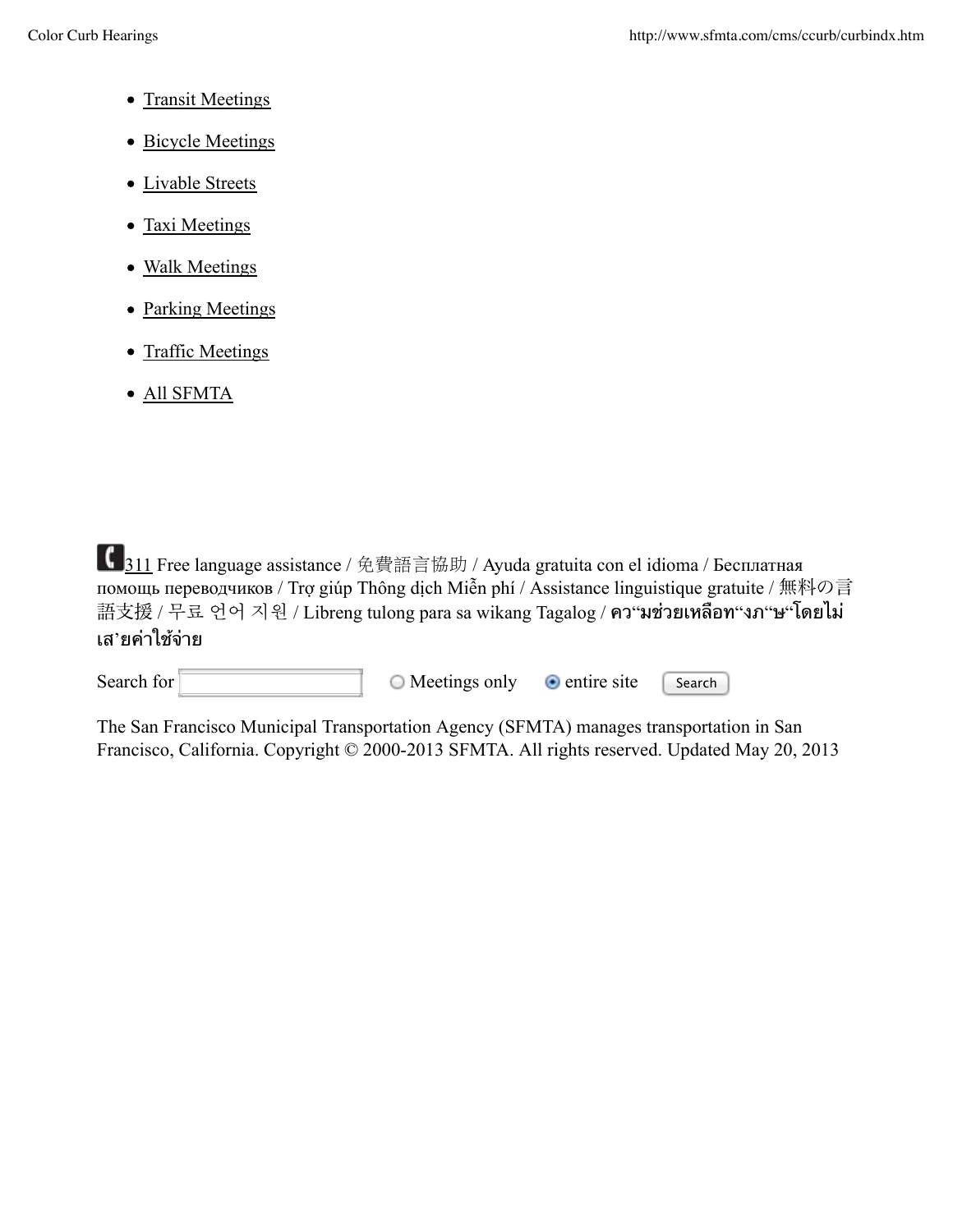- Transit Meetings
- Bicycle Meetings
- Livable Streets
- Taxi Meetings
- Walk Meetings
- Parking Meetings
- Traffic Meetings
- All SFMTA

311 Free language assistance / 免費語言協助 / Ayuda gratuita con el idioma / Бесплатная помощь переводчиков / Trợ giúp Thông dịch Miễn phí / Assistance linguistique gratuite / 無料の言語支援 / 무료 언어 지원 / Libreng tulong para sa wikang Tagalog / คว“มช่วยเหลือท“งภ“ษ“โดยไม่เส’ยค่าใช้จ่าย

Search for [ ] ○ Meetings only ◉ entire site [Search]

The San Francisco Municipal Transportation Agency (SFMTA) manages transportation in San Francisco, California. Copyright © 2000-2013 SFMTA. All rights reserved. Updated May 20, 2013